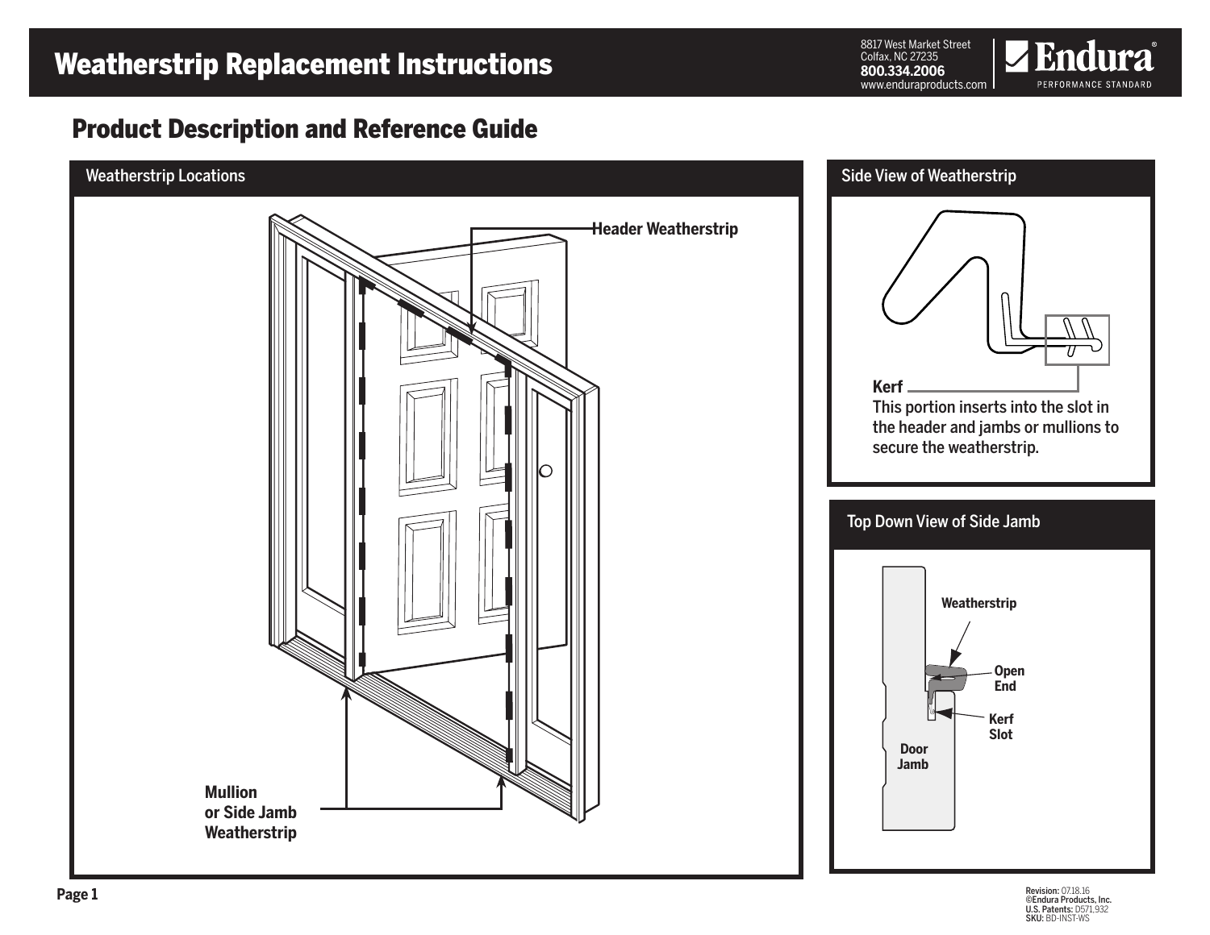# Weatherstrip Replacement Instructions

8817 West Market Street
Colfax, NC 27235
**800.334.2006**
www.enduraproducts.com

**Endura**
PERFORMANCE STANDARD

## Product Description and Reference Guide

### Weatherstrip Locations

**Header Weatherstrip**

**Mullion or Side Jamb Weatherstrip**

### Side View of Weatherstrip

**Kerf**
This portion inserts into the slot in the header and jambs or mullions to secure the weatherstrip.

### Top Down View of Side Jamb

**Weatherstrip**

**Open End**

**Kerf Slot**

**Door Jamb**

**Revision:** 07.18.16
**©Endura Products, Inc.**
**U.S. Patents:** D571,932
**SKU:** BD-INST-WS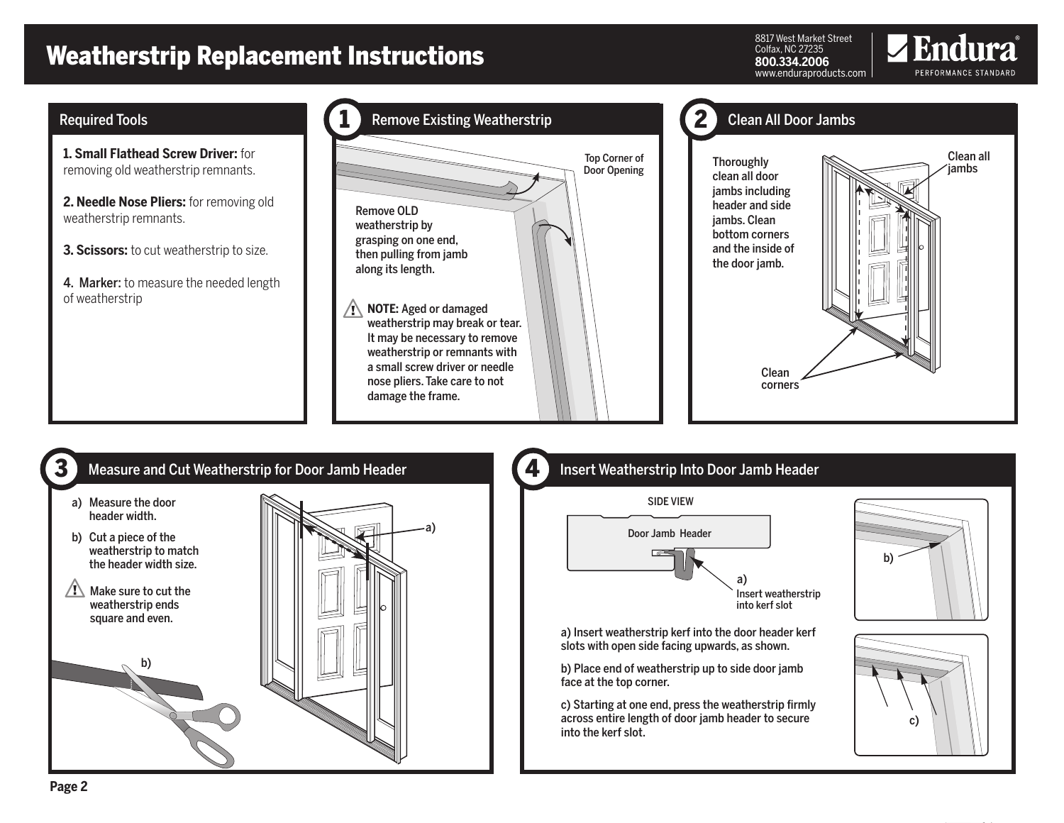# Weatherstrip Replacement Instructions

8817 West Market Street
Colfax, NC 27235
**800.334.2006**
www.enduraproducts.com

Endura® PERFORMANCE STANDARD

## Required Tools

**1. Small Flathead Screw Driver:** for removing old weatherstrip remnants.

**2. Needle Nose Pliers:** for removing old weatherstrip remnants.

**3. Scissors:** to cut weatherstrip to size.

**4. Marker:** to measure the needed length of weatherstrip

## 1 Remove Existing Weatherstrip

Top Corner of Door Opening

Remove OLD weatherstrip by grasping on one end, then pulling from jamb along its length.

**NOTE:** Aged or damaged weatherstrip may break or tear. It may be necessary to remove weatherstrip or remnants with a small screw driver or needle nose pliers. Take care to not damage the frame.

## 2 Clean All Door Jambs

Thoroughly clean all door jambs including header and side jambs. Clean bottom corners and the inside of the door jamb.

Clean all jambs

Clean corners

## 3 Measure and Cut Weatherstrip for Door Jamb Header

a) Measure the door header width.

b) Cut a piece of the weatherstrip to match the header width size.

Make sure to cut the weatherstrip ends square and even.

## 4 Insert Weatherstrip Into Door Jamb Header

SIDE VIEW

Door Jamb Header

a) Insert weatherstrip into kerf slot

a) Insert weatherstrip kerf into the door header kerf slots with open side facing upwards, as shown.

b) Place end of weatherstrip up to side door jamb face at the top corner.

c) Starting at one end, press the weatherstrip firmly across entire length of door jamb header to secure into the kerf slot.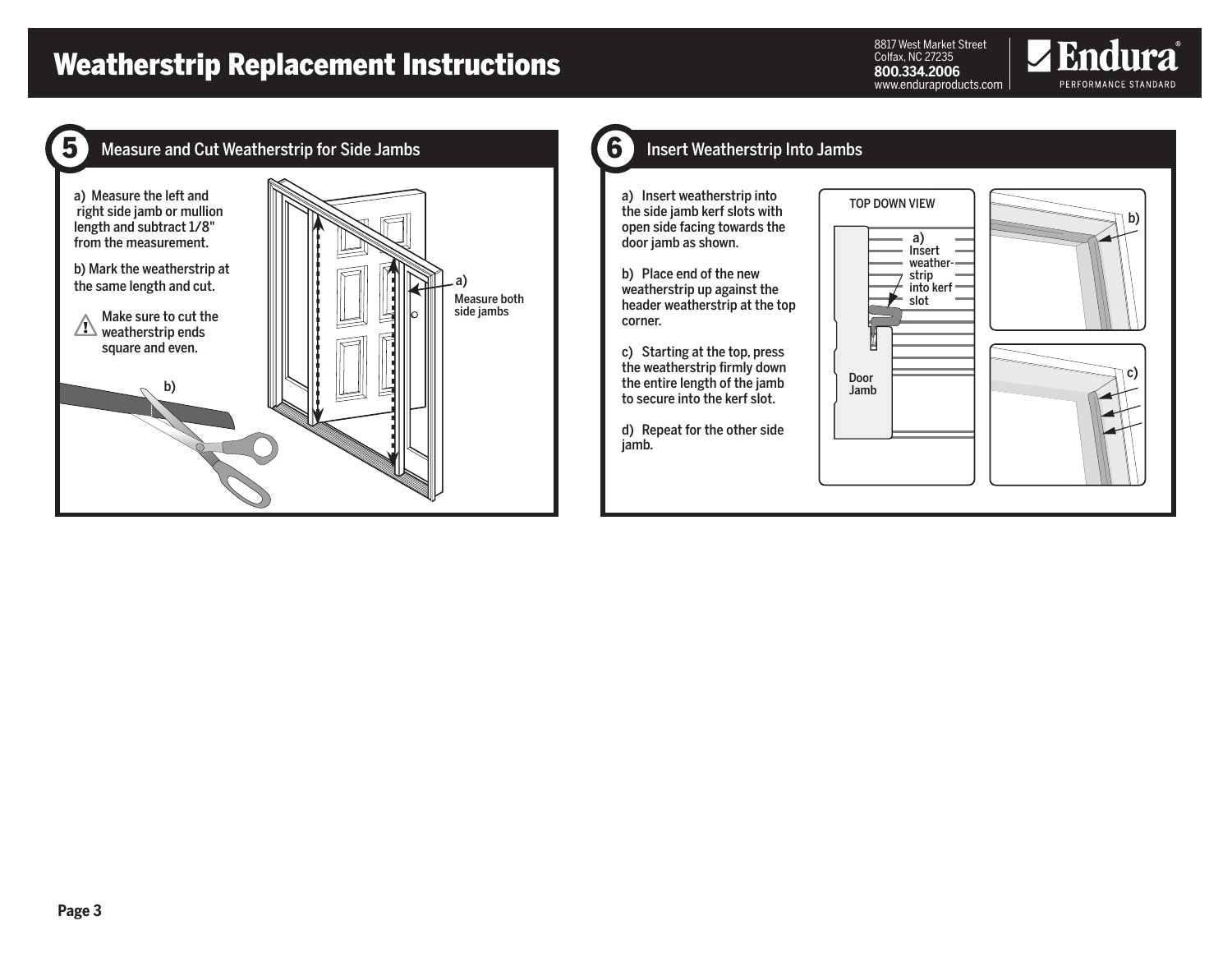# Weatherstrip Replacement Instructions

8817 West Market Street
Colfax, NC 27235
**800.334.2006**
www.enduraproducts.com

Endura PERFORMANCE STANDARD

## 5 Measure and Cut Weatherstrip for Side Jambs

a) Measure the left and right side jamb or mullion length and subtract 1/8" from the measurement.

b) Mark the weatherstrip at the same length and cut.

⚠ Make sure to cut the weatherstrip ends square and even.

a) Measure both side jambs

b)

## 6 Insert Weatherstrip Into Jambs

a) Insert weatherstrip into the side jamb kerf slots with open side facing towards the door jamb as shown.

b) Place end of the new weatherstrip up against the header weatherstrip at the top corner.

c) Starting at the top, press the weatherstrip firmly down the entire length of the jamb to secure into the kerf slot.

d) Repeat for the other side jamb.

TOP DOWN VIEW

a) Insert weather-strip into kerf slot

Door Jamb

b)

c)